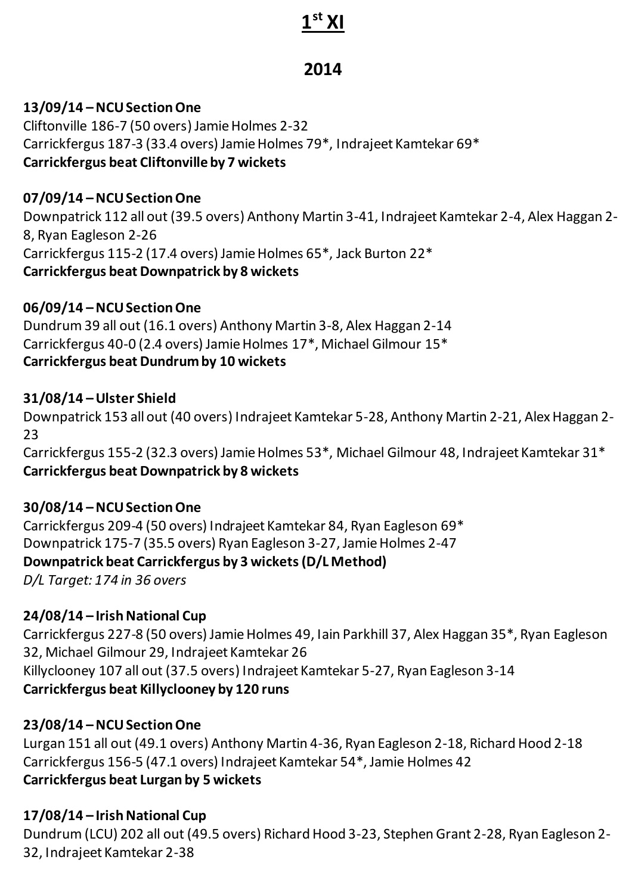# 1st XI

## 2014

**13/09/14 – NCU Section One**
Cliftonville 186-7 (50 overs) Jamie Holmes 2-32
Carrickfergus 187-3 (33.4 overs) Jamie Holmes 79*, Indrajeet Kamtekar 69*
**Carrickfergus beat Cliftonville by 7 wickets**

**07/09/14 – NCU Section One**
Downpatrick 112 all out (39.5 overs) Anthony Martin 3-41, Indrajeet Kamtekar 2-4, Alex Haggan 2-8, Ryan Eagleson 2-26
Carrickfergus 115-2 (17.4 overs) Jamie Holmes 65*, Jack Burton 22*
**Carrickfergus beat Downpatrick by 8 wickets**

**06/09/14 – NCU Section One**
Dundrum 39 all out (16.1 overs) Anthony Martin 3-8, Alex Haggan 2-14
Carrickfergus 40-0 (2.4 overs) Jamie Holmes 17*, Michael Gilmour 15*
**Carrickfergus beat Dundrum by 10 wickets**

**31/08/14 – Ulster Shield**
Downpatrick 153 all out (40 overs) Indrajeet Kamtekar 5-28, Anthony Martin 2-21, Alex Haggan 2-23
Carrickfergus 155-2 (32.3 overs) Jamie Holmes 53*, Michael Gilmour 48, Indrajeet Kamtekar 31*
**Carrickfergus beat Downpatrick by 8 wickets**

**30/08/14 – NCU Section One**
Carrickfergus 209-4 (50 overs) Indrajeet Kamtekar 84, Ryan Eagleson 69*
Downpatrick 175-7 (35.5 overs) Ryan Eagleson 3-27, Jamie Holmes 2-47
**Downpatrick beat Carrickfergus by 3 wickets (D/L Method)**
*D/L Target: 174 in 36 overs*

**24/08/14 – Irish National Cup**
Carrickfergus 227-8 (50 overs) Jamie Holmes 49, Iain Parkhill 37, Alex Haggan 35*, Ryan Eagleson 32, Michael Gilmour 29, Indrajeet Kamtekar 26
Killyclooney 107 all out (37.5 overs) Indrajeet Kamtekar 5-27, Ryan Eagleson 3-14
**Carrickfergus beat Killyclooney by 120 runs**

**23/08/14 – NCU Section One**
Lurgan 151 all out (49.1 overs) Anthony Martin 4-36, Ryan Eagleson 2-18, Richard Hood 2-18
Carrickfergus 156-5 (47.1 overs) Indrajeet Kamtekar 54*, Jamie Holmes 42
**Carrickfergus beat Lurgan by 5 wickets**

**17/08/14 – Irish National Cup**
Dundrum (LCU) 202 all out (49.5 overs) Richard Hood 3-23, Stephen Grant 2-28, Ryan Eagleson 2-32, Indrajeet Kamtekar 2-38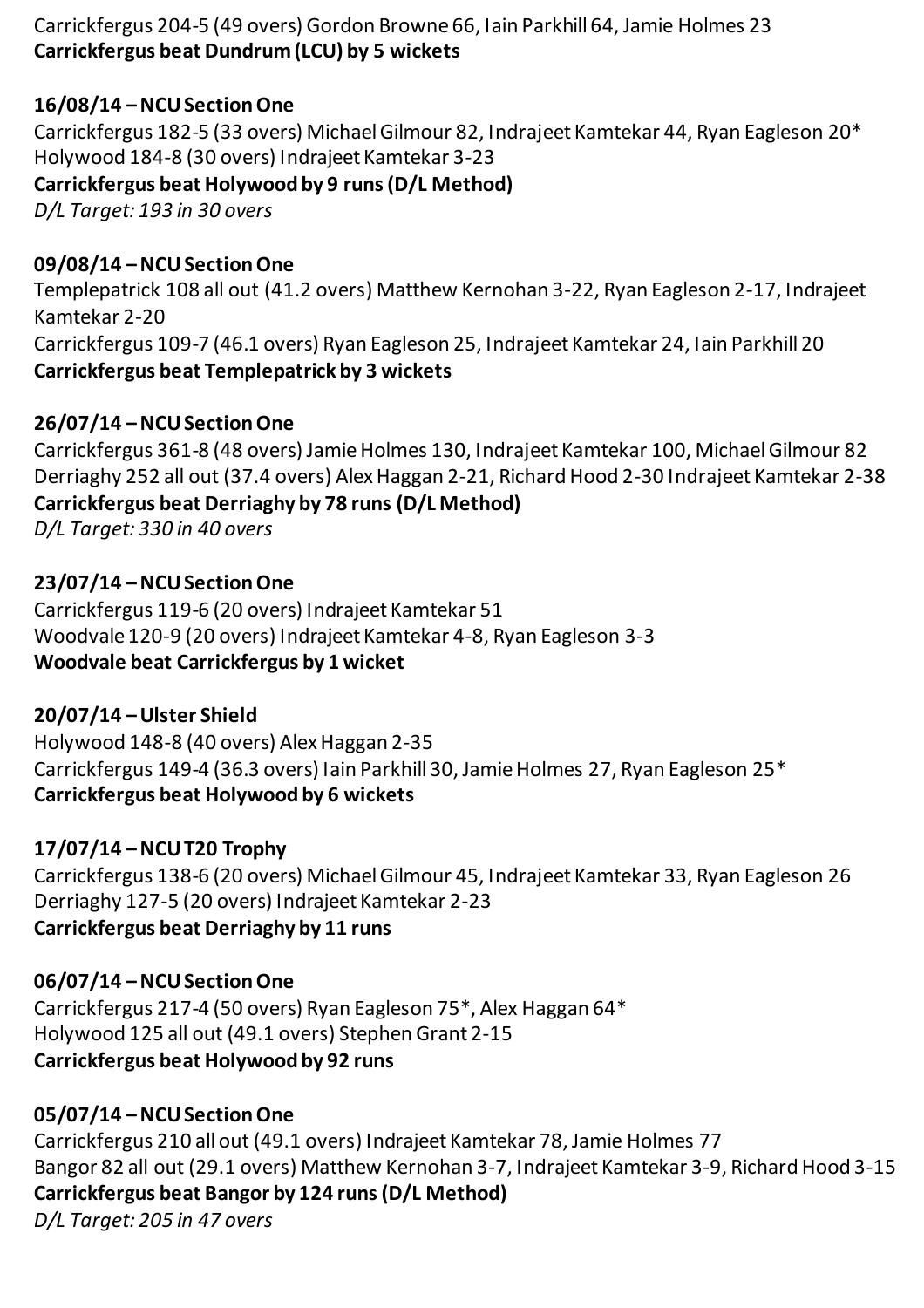Carrickfergus 204-5 (49 overs) Gordon Browne 66, Iain Parkhill 64, Jamie Holmes 23
**Carrickfergus beat Dundrum (LCU) by 5 wickets**

**16/08/14 – NCU Section One**
Carrickfergus 182-5 (33 overs) Michael Gilmour 82, Indrajeet Kamtekar 44, Ryan Eagleson 20*
Holywood 184-8 (30 overs) Indrajeet Kamtekar 3-23
**Carrickfergus beat Holywood by 9 runs (D/L Method)**
*D/L Target: 193 in 30 overs*

**09/08/14 – NCU Section One**
Templepatrick 108 all out (41.2 overs) Matthew Kernohan 3-22, Ryan Eagleson 2-17, Indrajeet Kamtekar 2-20
Carrickfergus 109-7 (46.1 overs) Ryan Eagleson 25, Indrajeet Kamtekar 24, Iain Parkhill 20
**Carrickfergus beat Templepatrick by 3 wickets**

**26/07/14 – NCU Section One**
Carrickfergus 361-8 (48 overs) Jamie Holmes 130, Indrajeet Kamtekar 100, Michael Gilmour 82
Derriaghy 252 all out (37.4 overs) Alex Haggan 2-21, Richard Hood 2-30 Indrajeet Kamtekar 2-38
**Carrickfergus beat Derriaghy by 78 runs (D/L Method)**
*D/L Target: 330 in 40 overs*

**23/07/14 – NCU Section One**
Carrickfergus 119-6 (20 overs) Indrajeet Kamtekar 51
Woodvale 120-9 (20 overs) Indrajeet Kamtekar 4-8, Ryan Eagleson 3-3
**Woodvale beat Carrickfergus by 1 wicket**

**20/07/14 – Ulster Shield**
Holywood 148-8 (40 overs) Alex Haggan 2-35
Carrickfergus 149-4 (36.3 overs) Iain Parkhill 30, Jamie Holmes 27, Ryan Eagleson 25*
**Carrickfergus beat Holywood by 6 wickets**

**17/07/14 – NCU T20 Trophy**
Carrickfergus 138-6 (20 overs) Michael Gilmour 45, Indrajeet Kamtekar 33, Ryan Eagleson 26
Derriaghy 127-5 (20 overs) Indrajeet Kamtekar 2-23
**Carrickfergus beat Derriaghy by 11 runs**

**06/07/14 – NCU Section One**
Carrickfergus 217-4 (50 overs) Ryan Eagleson 75*, Alex Haggan 64*
Holywood 125 all out (49.1 overs) Stephen Grant 2-15
**Carrickfergus beat Holywood by 92 runs**

**05/07/14 – NCU Section One**
Carrickfergus 210 all out (49.1 overs) Indrajeet Kamtekar 78, Jamie Holmes 77
Bangor 82 all out (29.1 overs) Matthew Kernohan 3-7, Indrajeet Kamtekar 3-9, Richard Hood 3-15
**Carrickfergus beat Bangor by 124 runs (D/L Method)**
*D/L Target: 205 in 47 overs*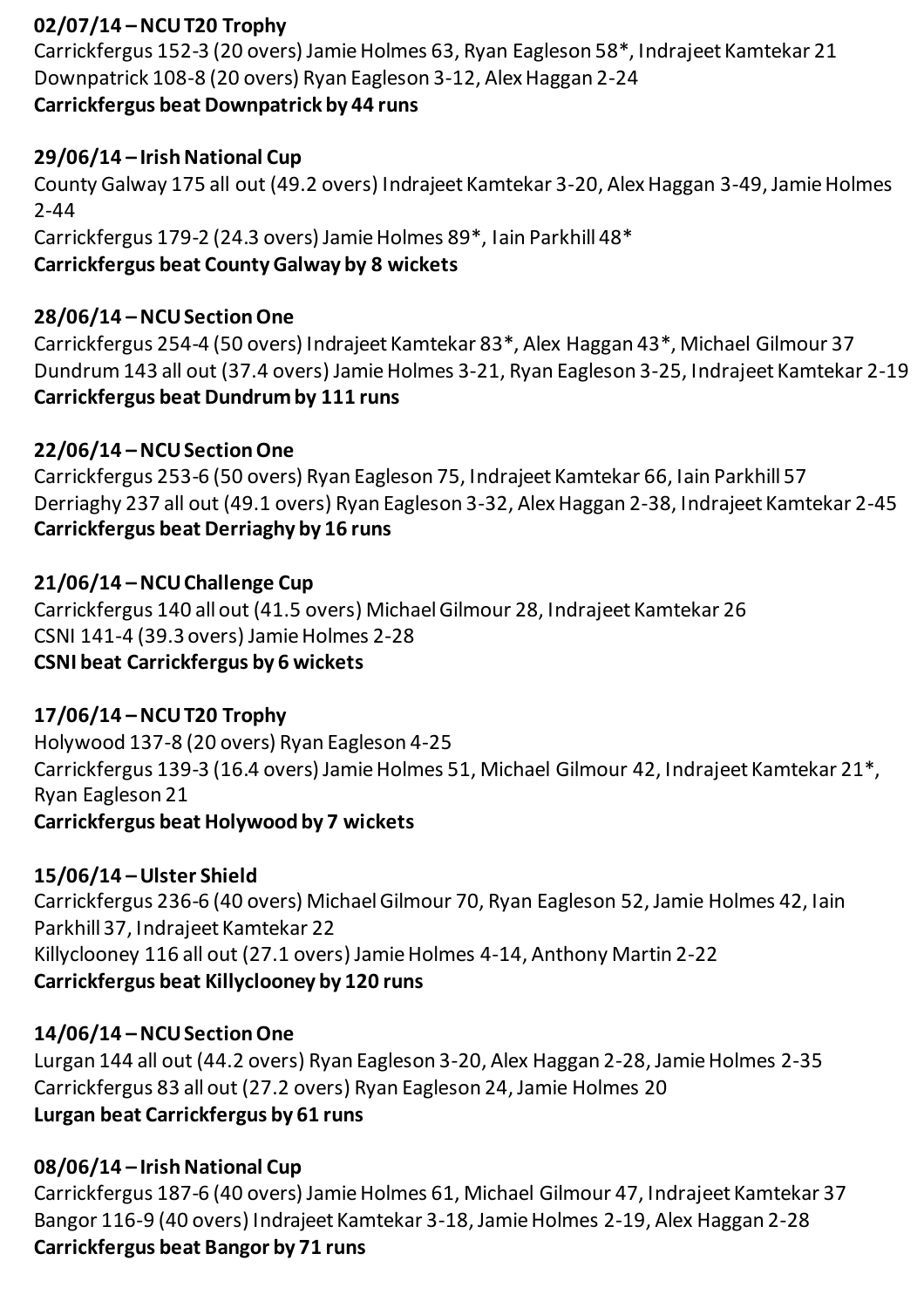**02/07/14 – NCU T20 Trophy**

Carrickfergus 152-3 (20 overs) Jamie Holmes 63, Ryan Eagleson 58*, Indrajeet Kamtekar 21
Downpatrick 108-8 (20 overs) Ryan Eagleson 3-12, Alex Haggan 2-24
**Carrickfergus beat Downpatrick by 44 runs**

**29/06/14 – Irish National Cup**

County Galway 175 all out (49.2 overs) Indrajeet Kamtekar 3-20, Alex Haggan 3-49, Jamie Holmes 2-44
Carrickfergus 179-2 (24.3 overs) Jamie Holmes 89*, Iain Parkhill 48*
**Carrickfergus beat County Galway by 8 wickets**

**28/06/14 – NCU Section One**

Carrickfergus 254-4 (50 overs) Indrajeet Kamtekar 83*, Alex Haggan 43*, Michael Gilmour 37
Dundrum 143 all out (37.4 overs) Jamie Holmes 3-21, Ryan Eagleson 3-25, Indrajeet Kamtekar 2-19
**Carrickfergus beat Dundrum by 111 runs**

**22/06/14 – NCU Section One**

Carrickfergus 253-6 (50 overs) Ryan Eagleson 75, Indrajeet Kamtekar 66, Iain Parkhill 57
Derriaghy 237 all out (49.1 overs) Ryan Eagleson 3-32, Alex Haggan 2-38, Indrajeet Kamtekar 2-45
**Carrickfergus beat Derriaghy by 16 runs**

**21/06/14 – NCU Challenge Cup**

Carrickfergus 140 all out (41.5 overs) Michael Gilmour 28, Indrajeet Kamtekar 26
CSNI 141-4 (39.3 overs) Jamie Holmes 2-28
**CSNI beat Carrickfergus by 6 wickets**

**17/06/14 – NCU T20 Trophy**

Holywood 137-8 (20 overs) Ryan Eagleson 4-25
Carrickfergus 139-3 (16.4 overs) Jamie Holmes 51, Michael Gilmour 42, Indrajeet Kamtekar 21*, Ryan Eagleson 21
**Carrickfergus beat Holywood by 7 wickets**

**15/06/14 – Ulster Shield**

Carrickfergus 236-6 (40 overs) Michael Gilmour 70, Ryan Eagleson 52, Jamie Holmes 42, Iain Parkhill 37, Indrajeet Kamtekar 22
Killyclooney 116 all out (27.1 overs) Jamie Holmes 4-14, Anthony Martin 2-22
**Carrickfergus beat Killyclooney by 120 runs**

**14/06/14 – NCU Section One**

Lurgan 144 all out (44.2 overs) Ryan Eagleson 3-20, Alex Haggan 2-28, Jamie Holmes 2-35
Carrickfergus 83 all out (27.2 overs) Ryan Eagleson 24, Jamie Holmes 20
**Lurgan beat Carrickfergus by 61 runs**

**08/06/14 – Irish National Cup**

Carrickfergus 187-6 (40 overs) Jamie Holmes 61, Michael Gilmour 47, Indrajeet Kamtekar 37
Bangor 116-9 (40 overs) Indrajeet Kamtekar 3-18, Jamie Holmes 2-19, Alex Haggan 2-28
**Carrickfergus beat Bangor by 71 runs**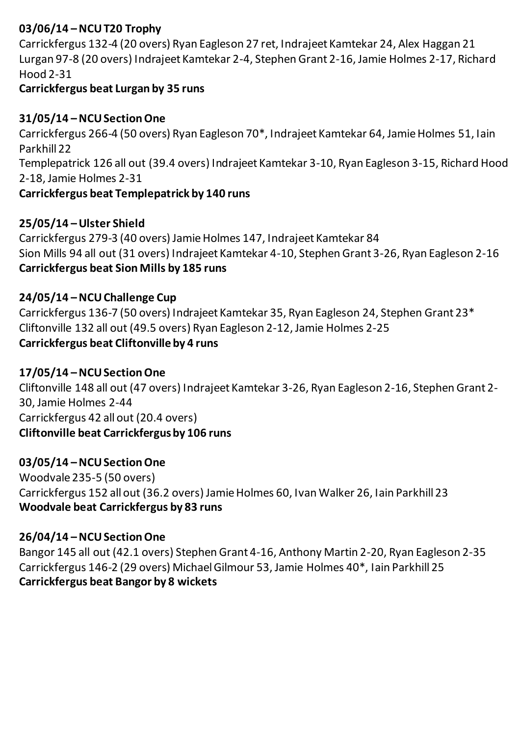**03/06/14 – NCU T20 Trophy**

Carrickfergus 132-4 (20 overs) Ryan Eagleson 27 ret, Indrajeet Kamtekar 24, Alex Haggan 21
Lurgan 97-8 (20 overs) Indrajeet Kamtekar 2-4, Stephen Grant 2-16, Jamie Holmes 2-17, Richard Hood 2-31
**Carrickfergus beat Lurgan by 35 runs**

**31/05/14 – NCU Section One**

Carrickfergus 266-4 (50 overs) Ryan Eagleson 70*, Indrajeet Kamtekar 64, Jamie Holmes 51, Iain Parkhill 22
Templepatrick 126 all out (39.4 overs) Indrajeet Kamtekar 3-10, Ryan Eagleson 3-15, Richard Hood 2-18, Jamie Holmes 2-31
**Carrickfergus beat Templepatrick by 140 runs**

**25/05/14 – Ulster Shield**

Carrickfergus 279-3 (40 overs) Jamie Holmes 147, Indrajeet Kamtekar 84
Sion Mills 94 all out (31 overs) Indrajeet Kamtekar 4-10, Stephen Grant 3-26, Ryan Eagleson 2-16
**Carrickfergus beat Sion Mills by 185 runs**

**24/05/14 – NCU Challenge Cup**

Carrickfergus 136-7 (50 overs) Indrajeet Kamtekar 35, Ryan Eagleson 24, Stephen Grant 23*
Cliftonville 132 all out (49.5 overs) Ryan Eagleson 2-12, Jamie Holmes 2-25
**Carrickfergus beat Cliftonville by 4 runs**

**17/05/14 – NCU Section One**

Cliftonville 148 all out (47 overs) Indrajeet Kamtekar 3-26, Ryan Eagleson 2-16, Stephen Grant 2-30, Jamie Holmes 2-44
Carrickfergus 42 all out (20.4 overs)
**Cliftonville beat Carrickfergus by 106 runs**

**03/05/14 – NCU Section One**

Woodvale 235-5 (50 overs)
Carrickfergus 152 all out (36.2 overs) Jamie Holmes 60, Ivan Walker 26, Iain Parkhill 23
**Woodvale beat Carrickfergus by 83 runs**

**26/04/14 – NCU Section One**

Bangor 145 all out (42.1 overs) Stephen Grant 4-16, Anthony Martin 2-20, Ryan Eagleson 2-35
Carrickfergus 146-2 (29 overs) Michael Gilmour 53, Jamie Holmes 40*, Iain Parkhill 25
**Carrickfergus beat Bangor by 8 wickets**